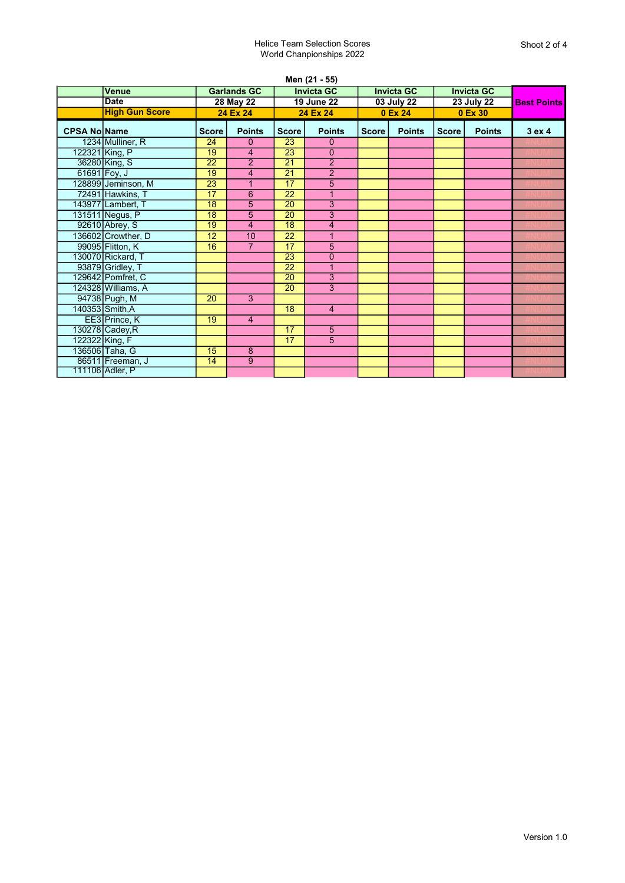Helice Team Selection Scores
World Chanpionships 2022

Shoot 2 of 4

**Men (21 - 55)**

| | Venue | Garlands GC | | Invicta GC | | Invicta GC | | Invicta GC | | Best Points |
|---|---|---|---|---|---|---|---|---|---|---|
| | Date | 28 May 22 | | 19 June 22 | | 03 July 22 | | 23 July 22 | | |
| | High Gun Score | 24 Ex 24 | | 24 Ex 24 | | 0 Ex 24 | | 0 Ex 30 | | |
| CPSA No | Name | Score | Points | Score | Points | Score | Points | Score | Points | 3 ex 4 |
| 1234 | Mulliner, R | 24 | 0 | 23 | 0 | | | | | #NUM! |
| 122321 | King, P | 19 | 4 | 23 | 0 | | | | | #NUM! |
| 36280 | King, S | 22 | 2 | 21 | 2 | | | | | #NUM! |
| 61691 | Foy, J | 19 | 4 | 21 | 2 | | | | | #NUM! |
| 128899 | Jeminson, M | 23 | 1 | 17 | 5 | | | | | #NUM! |
| 72491 | Hawkins, T | 17 | 6 | 22 | 1 | | | | | #NUM! |
| 143977 | Lambert, T | 18 | 5 | 20 | 3 | | | | | #NUM! |
| 131511 | Negus, P | 18 | 5 | 20 | 3 | | | | | #NUM! |
| 92610 | Abrey, S | 19 | 4 | 18 | 4 | | | | | #NUM! |
| 136602 | Crowther, D | 12 | 10 | 22 | 1 | | | | | #NUM! |
| 99095 | Flitton, K | 16 | 7 | 17 | 5 | | | | | #NUM! |
| 130070 | Rickard, T | | | 23 | 0 | | | | | #NUM! |
| 93879 | Gridley, T | | | 22 | 1 | | | | | #NUM! |
| 129642 | Pomfret, C | | | 20 | 3 | | | | | #NUM! |
| 124328 | Williams, A | | | 20 | 3 | | | | | #NUM! |
| 94738 | Pugh, M | 20 | 3 | | | | | | | #NUM! |
| 140353 | Smith,A | | | 18 | 4 | | | | | #NUM! |
| EE3 | Prince, K | 19 | 4 | | | | | | | #NUM! |
| 130278 | Cadey,R | | | 17 | 5 | | | | | #NUM! |
| 122322 | King, F | | | 17 | 5 | | | | | #NUM! |
| 136506 | Taha, G | 15 | 8 | | | | | | | #NUM! |
| 86511 | Freeman, J | 14 | 9 | | | | | | | #NUM! |
| 111106 | Adler, P | | | | | | | | | #NUM! |

Version 1.0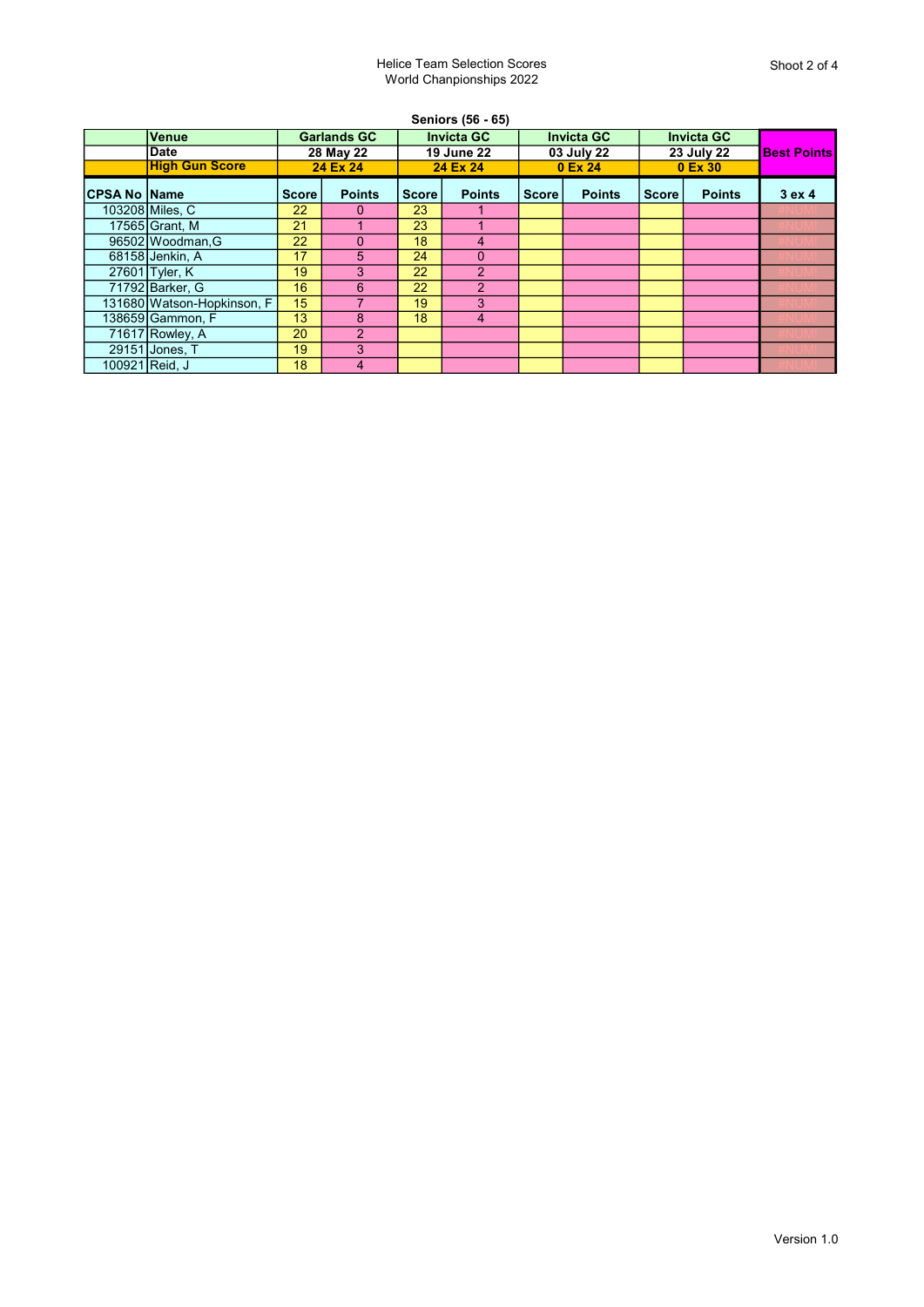Helice Team Selection Scores
World Chanpionships 2022

Shoot 2 of 4

### Seniors (56 - 65)

| | Venue | Garlands GC | | Invicta GC | | Invicta GC | | Invicta GC | | Best Points |
|---|---|---|---|---|---|---|---|---|---|---|
| | Date | 28 May 22 | | 19 June 22 | | 03 July 22 | | 23 July 22 | | |
| | High Gun Score | 24 Ex 24 | | 24 Ex 24 | | 0 Ex 24 | | 0 Ex 30 | | |
| CPSA No | Name | Score | Points | Score | Points | Score | Points | Score | Points | 3 ex 4 |
| 103208 | Miles, C | 22 | 0 | 23 | 1 | | | | | #NUM! |
| 17565 | Grant, M | 21 | 1 | 23 | 1 | | | | | #NUM! |
| 96502 | Woodman,G | 22 | 0 | 18 | 4 | | | | | #NUM! |
| 68158 | Jenkin, A | 17 | 5 | 24 | 0 | | | | | #NUM! |
| 27601 | Tyler, K | 19 | 3 | 22 | 2 | | | | | #NUM! |
| 71792 | Barker, G | 16 | 6 | 22 | 2 | | | | | #NUM! |
| 131680 | Watson-Hopkinson, F | 15 | 7 | 19 | 3 | | | | | #NUM! |
| 138659 | Gammon, F | 13 | 8 | 18 | 4 | | | | | #NUM! |
| 71617 | Rowley, A | 20 | 2 | | | | | | | #NUM! |
| 29151 | Jones, T | 19 | 3 | | | | | | | #NUM! |
| 100921 | Reid, J | 18 | 4 | | | | | | | #NUM! |

Version 1.0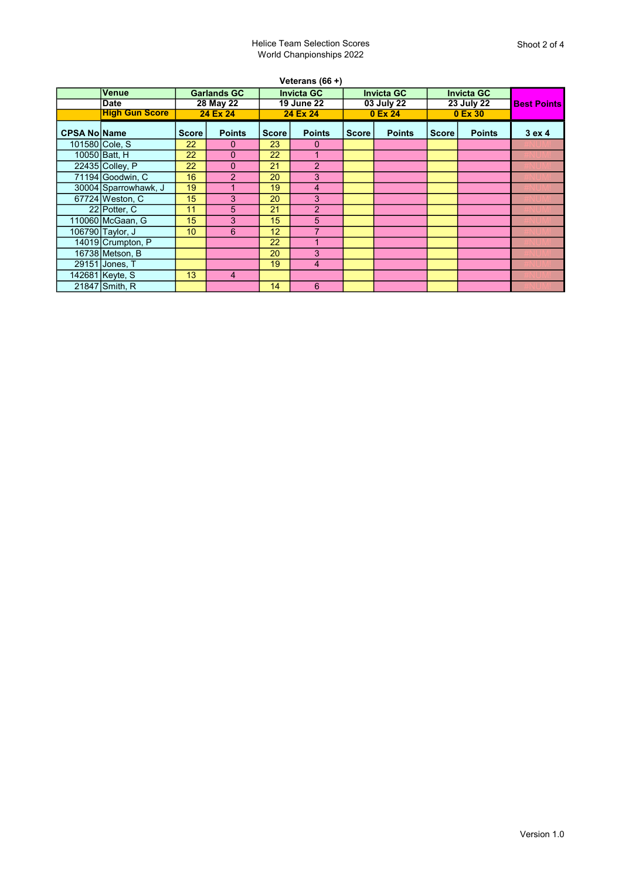Helice Team Selection Scores
World Chanpionships 2022

Shoot 2 of 4

**Veterans (66 +)**

| | Venue | Garlands GC | | Invicta GC | | Invicta GC | | Invicta GC | | Best Points |
|---|---|---|---|---|---|---|---|---|---|---|
| | Date | 28 May 22 | | 19 June 22 | | 03 July 22 | | 23 July 22 | | |
| | High Gun Score | 24 Ex 24 | | 24 Ex 24 | | 0 Ex 24 | | 0 Ex 30 | | |
| CPSA No | Name | Score | Points | Score | Points | Score | Points | Score | Points | 3 ex 4 |
| 101580 | Cole, S | 22 | 0 | 23 | 0 | | | | | #NUM! |
| 10050 | Batt, H | 22 | 0 | 22 | 1 | | | | | #NUM! |
| 22435 | Colley, P | 22 | 0 | 21 | 2 | | | | | #NUM! |
| 71194 | Goodwin, C | 16 | 2 | 20 | 3 | | | | | #NUM! |
| 30004 | Sparrowhawk, J | 19 | 1 | 19 | 4 | | | | | #NUM! |
| 67724 | Weston, C | 15 | 3 | 20 | 3 | | | | | #NUM! |
| 22 | Potter, C | 11 | 5 | 21 | 2 | | | | | #NUM! |
| 110060 | McGaan, G | 15 | 3 | 15 | 5 | | | | | #NUM! |
| 106790 | Taylor, J | 10 | 6 | 12 | 7 | | | | | #NUM! |
| 14019 | Crumpton, P | | | 22 | 1 | | | | | #NUM! |
| 16738 | Metson, B | | | 20 | 3 | | | | | #NUM! |
| 29151 | Jones, T | | | 19 | 4 | | | | | #NUM! |
| 142681 | Keyte, S | 13 | 4 | | | | | | | #NUM! |
| 21847 | Smith, R | | | 14 | 6 | | | | | #NUM! |

Version 1.0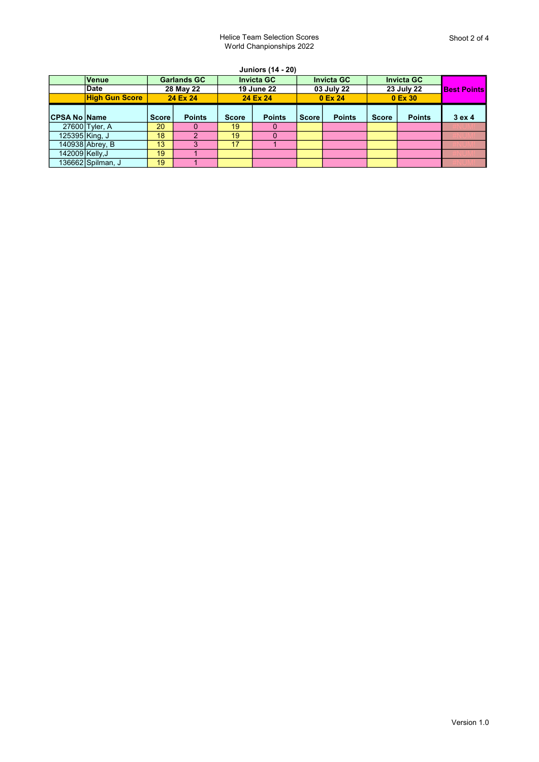Helice Team Selection Scores
World Chanpionships 2022

Shoot 2 of 4

**Juniors (14 - 20)**

| | Venue | Garlands GC | | Invicta GC | | Invicta GC | | Invicta GC | | Best Points |
|---|---|---|---|---|---|---|---|---|---|---|
| | Date | 28 May 22 | | 19 June 22 | | 03 July 22 | | 23 July 22 | | |
| | High Gun Score | 24 Ex 24 | | 24 Ex 24 | | 0 Ex 24 | | 0 Ex 30 | | |
| CPSA No | Name | Score | Points | Score | Points | Score | Points | Score | Points | 3 ex 4 |
| 27600 | Tyler, A | 20 | 0 | 19 | 0 | | | | | #NUM! |
| 125395 | King, J | 18 | 2 | 19 | 0 | | | | | #NUM! |
| 140938 | Abrey, B | 13 | 3 | 17 | 1 | | | | | #NUM! |
| 142009 | Kelly,J | 19 | 1 | | | | | | | #NUM! |
| 136662 | Spilman, J | 19 | 1 | | | | | | | #NUM! |

Version 1.0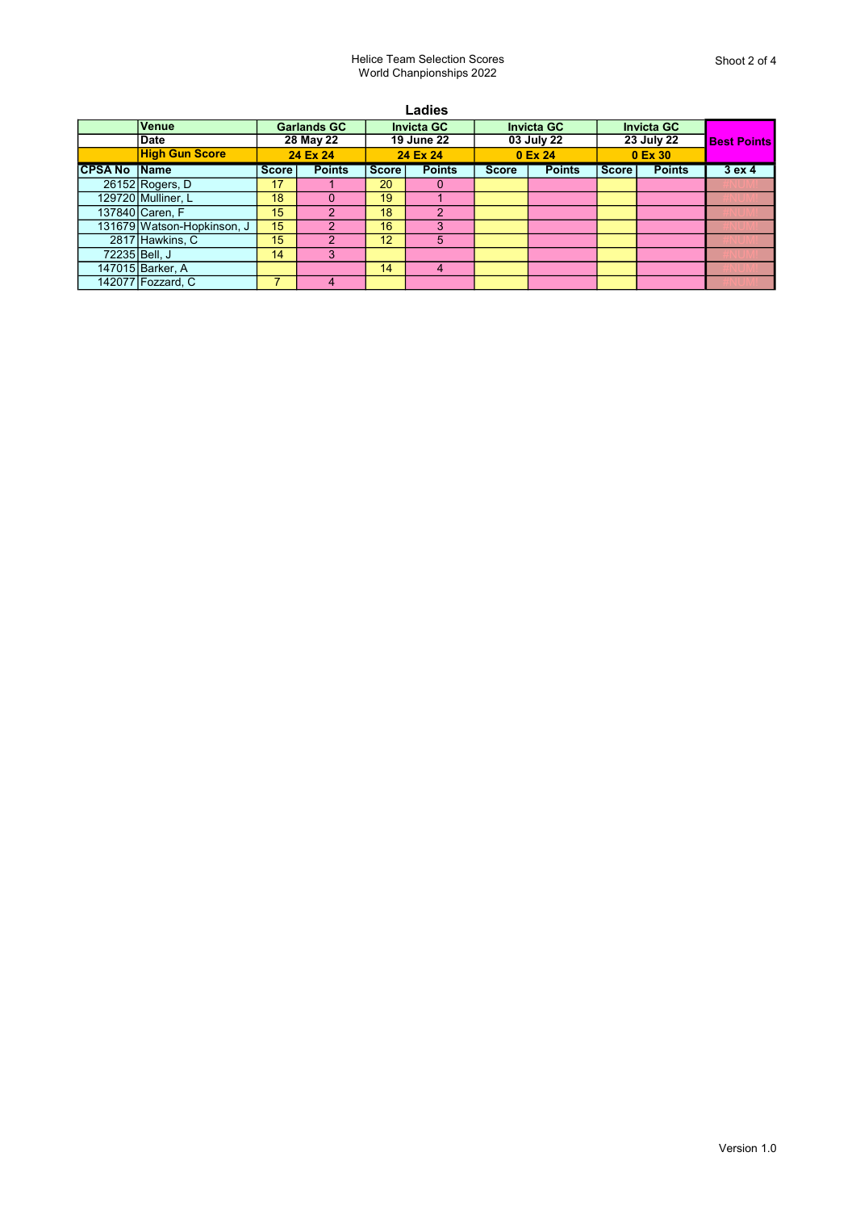Helice Team Selection Scores
World Chanpionships 2022

Shoot 2 of 4

## Ladies

| | Venue | Garlands GC | | Invicta GC | | Invicta GC | | Invicta GC | | Best Points |
|---|---|---|---|---|---|---|---|---|---|---|
| | Date | 28 May 22 | | 19 June 22 | | 03 July 22 | | 23 July 22 | | |
| | High Gun Score | 24 Ex 24 | | 24 Ex 24 | | 0 Ex 24 | | 0 Ex 30 | | |
| CPSA No | Name | Score | Points | Score | Points | Score | Points | Score | Points | 3 ex 4 |
| 26152 | Rogers, D | 17 | 1 | 20 | 0 | | | | | #NUM! |
| 129720 | Mulliner, L | 18 | 0 | 19 | 1 | | | | | #NUM! |
| 137840 | Caren, F | 15 | 2 | 18 | 2 | | | | | #NUM! |
| 131679 | Watson-Hopkinson, J | 15 | 2 | 16 | 3 | | | | | #NUM! |
| 2817 | Hawkins, C | 15 | 2 | 12 | 5 | | | | | #NUM! |
| 72235 | Bell, J | 14 | 3 | | | | | | | #NUM! |
| 147015 | Barker, A | | | 14 | 4 | | | | | #NUM! |
| 142077 | Fozzard, C | 7 | 4 | | | | | | | #NUM! |

Version 1.0